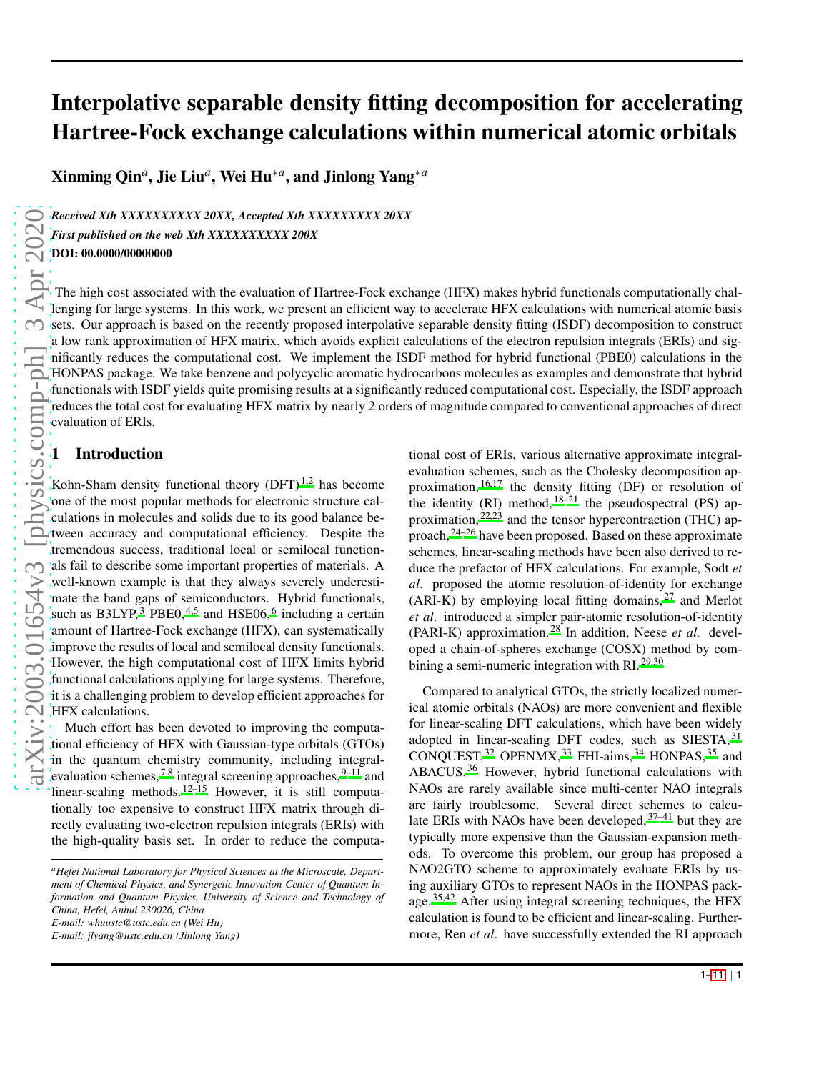# Interpolative separable density fitting decomposition for accelerating Hartree-Fock exchange calculations within numerical atomic orbitals

**Xinming Qin[a], Jie Liu[a], Wei Hu*[a], and Jinlong Yang*[a]**

*Received Xth XXXXXXXXXX 20XX, Accepted Xth XXXXXXXXX 20XX*
*First published on the web Xth XXXXXXXXXX 200X*
**DOI: 00.0000/00000000**

The high cost associated with the evaluation of Hartree-Fock exchange (HFX) makes hybrid functionals computationally challenging for large systems. In this work, we present an efficient way to accelerate HFX calculations with numerical atomic basis sets. Our approach is based on the recently proposed interpolative separable density fitting (ISDF) decomposition to construct a low rank approximation of HFX matrix, which avoids explicit calculations of the electron repulsion integrals (ERIs) and significantly reduces the computational cost. We implement the ISDF method for hybrid functional (PBE0) calculations in the HONPAS package. We take benzene and polycyclic aromatic hydrocarbons molecules as examples and demonstrate that hybrid functionals with ISDF yields quite promising results at a significantly reduced computational cost. Especially, the ISDF approach reduces the total cost for evaluating HFX matrix by nearly 2 orders of magnitude compared to conventional approaches of direct evaluation of ERIs.

## 1 Introduction

Kohn-Sham density functional theory (DFT)[1,2] has become one of the most popular methods for electronic structure calculations in molecules and solids due to its good balance between accuracy and computational efficiency. Despite the tremendous success, traditional local or semilocal functionals fail to describe some important properties of materials. A well-known example is that they always severely underestimate the band gaps of semiconductors. Hybrid functionals, such as B3LYP,[3] PBE0,[4,5] and HSE06,[6] including a certain amount of Hartree-Fock exchange (HFX), can systematically improve the results of local and semilocal density functionals. However, the high computational cost of HFX limits hybrid functional calculations applying for large systems. Therefore, it is a challenging problem to develop efficient approaches for HFX calculations.

Much effort has been devoted to improving the computational efficiency of HFX with Gaussian-type orbitals (GTOs) in the quantum chemistry community, including integral-evaluation schemes,[7,8] integral screening approaches,[9–11] and linear-scaling methods.[12–15] However, it is still computationally too expensive to construct HFX matrix through directly evaluating two-electron repulsion integrals (ERIs) with the high-quality basis set. In order to reduce the computational cost of ERIs, various alternative approximate integral-evaluation schemes, such as the Cholesky decomposition approximation,[16,17] the density fitting (DF) or resolution of the identity (RI) method,[18–21] the pseudospectral (PS) approximation,[22,23] and the tensor hypercontraction (THC) approach,[24–26] have been proposed. Based on these approximate schemes, linear-scaling methods have been also derived to reduce the prefactor of HFX calculations. For example, Sodt *et al*. proposed the atomic resolution-of-identity for exchange (ARI-K) by employing local fitting domains,[27] and Merlot *et al*. introduced a simpler pair-atomic resolution-of-identity (PARI-K) approximation.[28] In addition, Neese *et al.* developed a chain-of-spheres exchange (COSX) method by combining a semi-numeric integration with RI.[29,30]

Compared to analytical GTOs, the strictly localized numerical atomic orbitals (NAOs) are more convenient and flexible for linear-scaling DFT calculations, which have been widely adopted in linear-scaling DFT codes, such as SIESTA,[31] CONQUEST,[32] OPENMX,[33] FHI-aims,[34] HONPAS,[35] and ABACUS.[36] However, hybrid functional calculations with NAOs are rarely available since multi-center NAO integrals are fairly troublesome. Several direct schemes to calculate ERIs with NAOs have been developed,[37–41] but they are typically more expensive than the Gaussian-expansion methods. To overcome this problem, our group has proposed a NAO2GTO scheme to approximately evaluate ERIs by using auxiliary GTOs to represent NAOs in the HONPAS package.[35,42] After using integral screening techniques, the HFX calculation is found to be efficient and linear-scaling. Furthermore, Ren *et al*. have successfully extended the RI approach

[a] *Hefei National Laboratory for Physical Sciences at the Microscale, Department of Chemical Physics, and Synergetic Innovation Center of Quantum Information and Quantum Physics, University of Science and Technology of China, Hefei, Anhui 230026, China*
*E-mail: whuustc@ustc.edu.cn (Wei Hu)*
*E-mail: jlyang@ustc.edu.cn (Jinlong Yang)*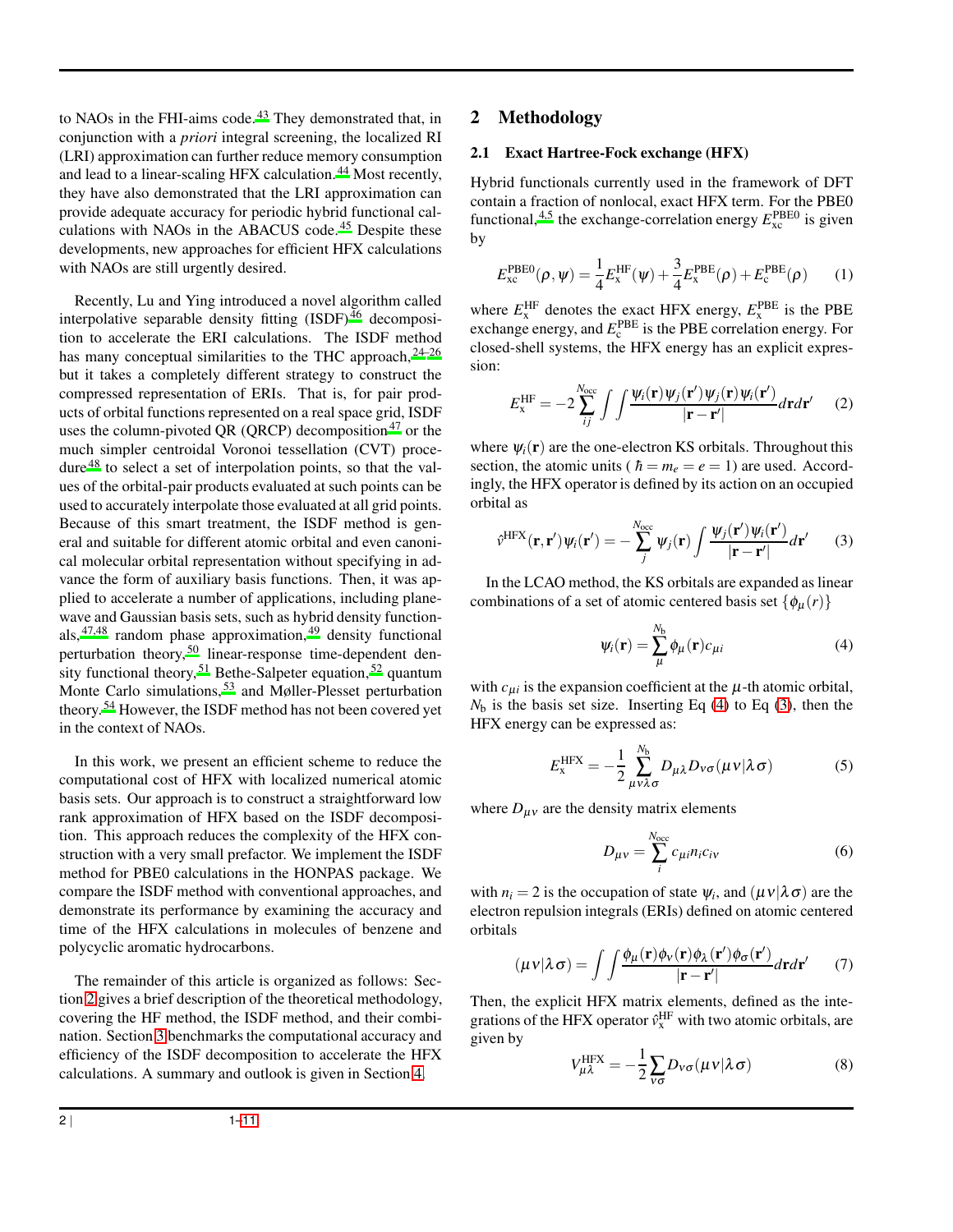to NAOs in the FHI-aims code.[43] They demonstrated that, in conjunction with a *priori* integral screening, the localized RI (LRI) approximation can further reduce memory consumption and lead to a linear-scaling HFX calculation.[44] Most recently, they have also demonstrated that the LRI approximation can provide adequate accuracy for periodic hybrid functional calculations with NAOs in the ABACUS code.[45] Despite these developments, new approaches for efficient HFX calculations with NAOs are still urgently desired.

Recently, Lu and Ying introduced a novel algorithm called interpolative separable density fitting (ISDF)[46] decomposition to accelerate the ERI calculations. The ISDF method has many conceptual similarities to the THC approach,[24–26] but it takes a completely different strategy to construct the compressed representation of ERIs. That is, for pair products of orbital functions represented on a real space grid, ISDF uses the column-pivoted QR (QRCP) decomposition[47] or the much simpler centroidal Voronoi tessellation (CVT) procedure[48] to select a set of interpolation points, so that the values of the orbital-pair products evaluated at such points can be used to accurately interpolate those evaluated at all grid points. Because of this smart treatment, the ISDF method is general and suitable for different atomic orbital and even canonical molecular orbital representation without specifying in advance the form of auxiliary basis functions. Then, it was applied to accelerate a number of applications, including plane-wave and Gaussian basis sets, such as hybrid density functionals,[47,48] random phase approximation,[49] density functional perturbation theory,[50] linear-response time-dependent density functional theory,[51] Bethe-Salpeter equation,[52] quantum Monte Carlo simulations,[53] and Møller-Plesset perturbation theory.[54] However, the ISDF method has not been covered yet in the context of NAOs.

In this work, we present an efficient scheme to reduce the computational cost of HFX with localized numerical atomic basis sets. Our approach is to construct a straightforward low rank approximation of HFX based on the ISDF decomposition. This approach reduces the complexity of the HFX construction with a very small prefactor. We implement the ISDF method for PBE0 calculations in the HONPAS package. We compare the ISDF method with conventional approaches, and demonstrate its performance by examining the accuracy and time of the HFX calculations in molecules of benzene and polycyclic aromatic hydrocarbons.

The remainder of this article is organized as follows: Section 2 gives a brief description of the theoretical methodology, covering the HF method, the ISDF method, and their combination. Section 3 benchmarks the computational accuracy and efficiency of the ISDF decomposition to accelerate the HFX calculations. A summary and outlook is given in Section 4.

## 2 Methodology

### 2.1 Exact Hartree-Fock exchange (HFX)

Hybrid functionals currently used in the framework of DFT contain a fraction of nonlocal, exact HFX term. For the PBE0 functional,[4,5] the exchange-correlation energy $E_{\mathrm{xc}}^{\mathrm{PBE0}}$ is given by

$$E_{\mathrm{xc}}^{\mathrm{PBE0}}(\rho,\psi) = \frac{1}{4}E_{\mathrm{x}}^{\mathrm{HF}}(\psi) + \frac{3}{4}E_{\mathrm{x}}^{\mathrm{PBE}}(\rho) + E_{\mathrm{c}}^{\mathrm{PBE}}(\rho) \tag{1}$$

where $E_{\mathrm{x}}^{\mathrm{HF}}$ denotes the exact HFX energy, $E_{\mathrm{x}}^{\mathrm{PBE}}$ is the PBE exchange energy, and $E_{\mathrm{c}}^{\mathrm{PBE}}$ is the PBE correlation energy. For closed-shell systems, the HFX energy has an explicit expression:

$$E_{\mathrm{x}}^{\mathrm{HF}} = -2\sum_{ij}^{N_{\mathrm{occ}}} \int\int \frac{\psi_i(\mathbf{r})\psi_j(\mathbf{r}')\psi_j(\mathbf{r})\psi_i(\mathbf{r}')}{|\mathbf{r}-\mathbf{r}'|} d\mathbf{r}d\mathbf{r}' \tag{2}$$

where $\psi_i(\mathbf{r})$ are the one-electron KS orbitals. Throughout this section, the atomic units ( $\hbar = m_e = e = 1$) are used. Accordingly, the HFX operator is defined by its action on an occupied orbital as

$$\hat{v}^{\mathrm{HFX}}(\mathbf{r},\mathbf{r}')\psi_i(\mathbf{r}') = -\sum_{j}^{N_{\mathrm{occ}}} \psi_j(\mathbf{r}) \int \frac{\psi_j(\mathbf{r}')\psi_i(\mathbf{r}')}{|\mathbf{r}-\mathbf{r}'|} d\mathbf{r}' \tag{3}$$

In the LCAO method, the KS orbitals are expanded as linear combinations of a set of atomic centered basis set $\{\phi_\mu(r)\}$

$$\psi_i(\mathbf{r}) = \sum_{\mu}^{N_{\mathrm{b}}} \phi_\mu(\mathbf{r}) c_{\mu i} \tag{4}$$

with $c_{\mu i}$ is the expansion coefficient at the $\mu$-th atomic orbital, $N_{\mathrm{b}}$ is the basis set size. Inserting Eq (4) to Eq (3), then the HFX energy can be expressed as:

$$E_{\mathrm{x}}^{\mathrm{HFX}} = -\frac{1}{2}\sum_{\mu\nu\lambda\sigma}^{N_{\mathrm{b}}} D_{\mu\lambda} D_{\nu\sigma} (\mu\nu|\lambda\sigma) \tag{5}$$

where $D_{\mu\nu}$ are the density matrix elements

$$D_{\mu\nu} = \sum_{i}^{N_{\mathrm{occ}}} c_{\mu i} n_i c_{i\nu} \tag{6}$$

with $n_i = 2$ is the occupation of state $\psi_i$, and $(\mu\nu|\lambda\sigma)$ are the electron repulsion integrals (ERIs) defined on atomic centered orbitals

$$(\mu\nu|\lambda\sigma) = \int\int \frac{\phi_\mu(\mathbf{r})\phi_\nu(\mathbf{r})\phi_\lambda(\mathbf{r}')\phi_\sigma(\mathbf{r}')}{|\mathbf{r}-\mathbf{r}'|} d\mathbf{r}d\mathbf{r}' \tag{7}$$

Then, the explicit HFX matrix elements, defined as the integrations of the HFX operator $\hat{v}_{\mathrm{x}}^{\mathrm{HF}}$ with two atomic orbitals, are given by

$$V_{\mu\lambda}^{\mathrm{HFX}} = -\frac{1}{2}\sum_{\nu\sigma} D_{\nu\sigma} (\mu\nu|\lambda\sigma) \tag{8}$$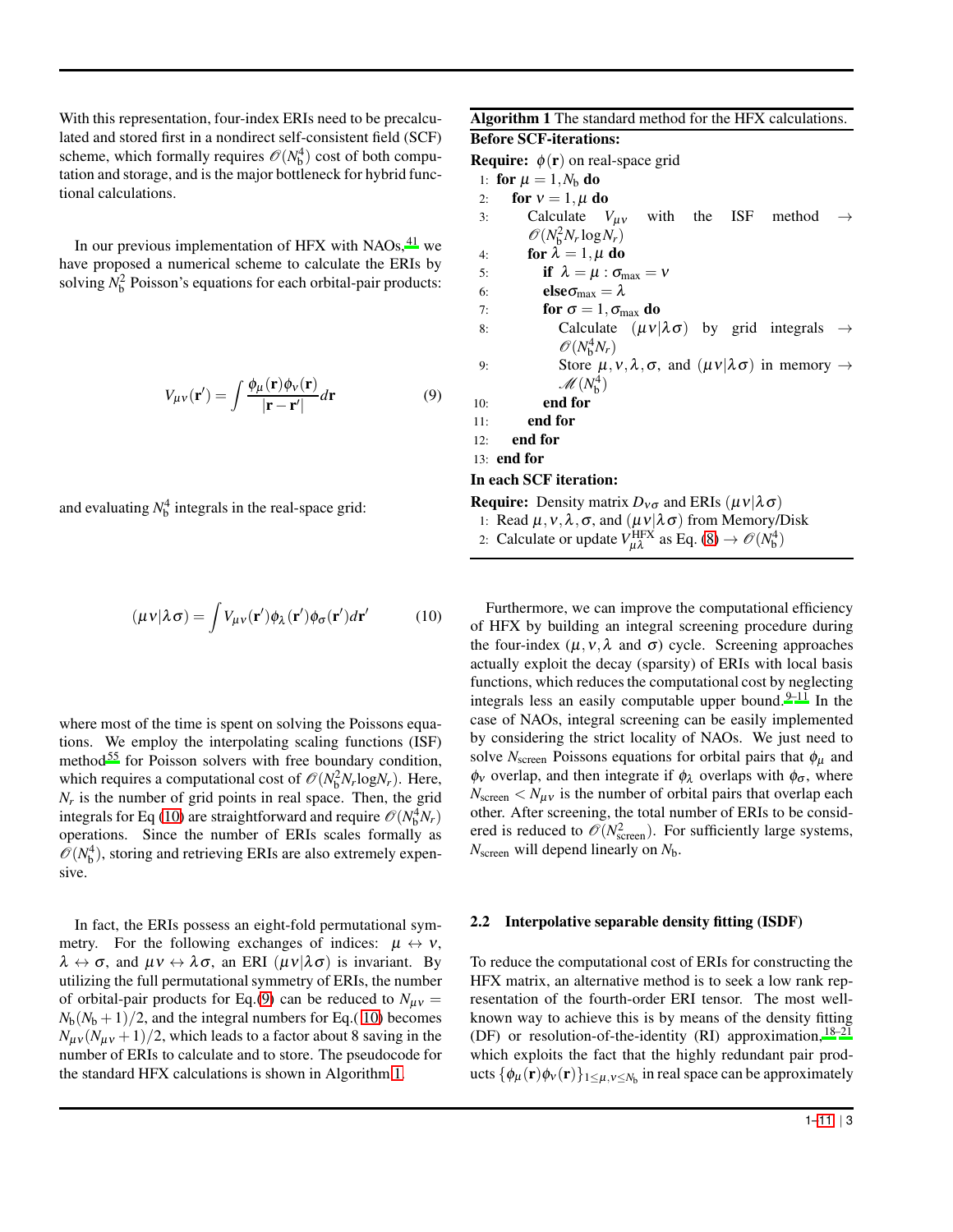With this representation, four-index ERIs need to be precalculated and stored first in a nondirect self-consistent field (SCF) scheme, which formally requires $\mathscr{O}(N_\mathrm{b}^4)$ cost of both computation and storage, and is the major bottleneck for hybrid functional calculations.

In our previous implementation of HFX with NAOs,[41] we have proposed a numerical scheme to calculate the ERIs by solving $N_\mathrm{b}^2$ Poisson's equations for each orbital-pair products:

$$V_{\mu\nu}(\mathbf{r}') = \int \frac{\phi_\mu(\mathbf{r})\phi_\nu(\mathbf{r})}{|\mathbf{r}-\mathbf{r}'|} d\mathbf{r} \tag{9}$$

and evaluating $N_\mathrm{b}^4$ integrals in the real-space grid:

$$(\mu\nu|\lambda\sigma) = \int V_{\mu\nu}(\mathbf{r}')\phi_\lambda(\mathbf{r}')\phi_\sigma(\mathbf{r}') d\mathbf{r}' \tag{10}$$

where most of the time is spent on solving the Poissons equations. We employ the interpolating scaling functions (ISF) method[55] for Poisson solvers with free boundary condition, which requires a computational cost of $\mathscr{O}(N_\mathrm{b}^2 N_r \log N_r)$. Here, $N_r$ is the number of grid points in real space. Then, the grid integrals for Eq (10) are straightforward and require $\mathscr{O}(N_\mathrm{b}^4 N_r)$ operations. Since the number of ERIs scales formally as $\mathscr{O}(N_\mathrm{b}^4)$, storing and retrieving ERIs are also extremely expensive.

In fact, the ERIs possess an eight-fold permutational symmetry. For the following exchanges of indices: $\mu \leftrightarrow \nu$, $\lambda \leftrightarrow \sigma$, and $\mu\nu \leftrightarrow \lambda\sigma$, an ERI $(\mu\nu|\lambda\sigma)$ is invariant. By utilizing the full permutational symmetry of ERIs, the number of orbital-pair products for Eq.(9) can be reduced to $N_{\mu\nu} = N_\mathrm{b}(N_\mathrm{b}+1)/2$, and the integral numbers for Eq.(10) becomes $N_{\mu\nu}(N_{\mu\nu}+1)/2$, which leads to a factor about 8 saving in the number of ERIs to calculate and to store. The pseudocode for the standard HFX calculations is shown in Algorithm 1.

**Algorithm 1** The standard method for the HFX calculations.

**Before SCF-iterations:**

**Require:** $\phi(\mathbf{r})$ on real-space grid

```
1:  for μ = 1, N_b do
2:    for ν = 1, μ do
3:      Calculate V_μν with the ISF method → O(N_b^2 N_r log N_r)
4:      for λ = 1, μ do
5:        if λ = μ : σ_max = ν
6:        else σ_max = λ
7:        for σ = 1, σ_max do
8:          Calculate (μν|λσ) by grid integrals → O(N_b^4 N_r)
9:          Store μ, ν, λ, σ, and (μν|λσ) in memory → M(N_b^4)
10:       end for
11:     end for
12:   end for
13: end for
```

**In each SCF iteration:**

**Require:** Density matrix $D_{\nu\sigma}$ and ERIs $(\mu\nu|\lambda\sigma)$

```
1: Read μ, ν, λ, σ, and (μν|λσ) from Memory/Disk
2: Calculate or update V^HFX_μλ as Eq. (8) → O(N_b^4)
```

Furthermore, we can improve the computational efficiency of HFX by building an integral screening procedure during the four-index ($\mu,\nu,\lambda$ and $\sigma$) cycle. Screening approaches actually exploit the decay (sparsity) of ERIs with local basis functions, which reduces the computational cost by neglecting integrals less an easily computable upper bound.[9–11] In the case of NAOs, integral screening can be easily implemented by considering the strict locality of NAOs. We just need to solve $N_\mathrm{screen}$ Poissons equations for orbital pairs that $\phi_\mu$ and $\phi_\nu$ overlap, and then integrate if $\phi_\lambda$ overlaps with $\phi_\sigma$, where $N_\mathrm{screen} < N_{\mu\nu}$ is the number of orbital pairs that overlap each other. After screening, the total number of ERIs to be considered is reduced to $\mathscr{O}(N_\mathrm{screen}^2)$. For sufficiently large systems, $N_\mathrm{screen}$ will depend linearly on $N_\mathrm{b}$.

### 2.2 Interpolative separable density fitting (ISDF)

To reduce the computational cost of ERIs for constructing the HFX matrix, an alternative method is to seek a low rank representation of the fourth-order ERI tensor. The most well-known way to achieve this is by means of the density fitting (DF) or resolution-of-the-identity (RI) approximation,[18–21] which exploits the fact that the highly redundant pair products $\{\phi_\mu(\mathbf{r})\phi_\nu(\mathbf{r})\}_{1\le\mu,\nu\le N_\mathrm{b}}$ in real space can be approximately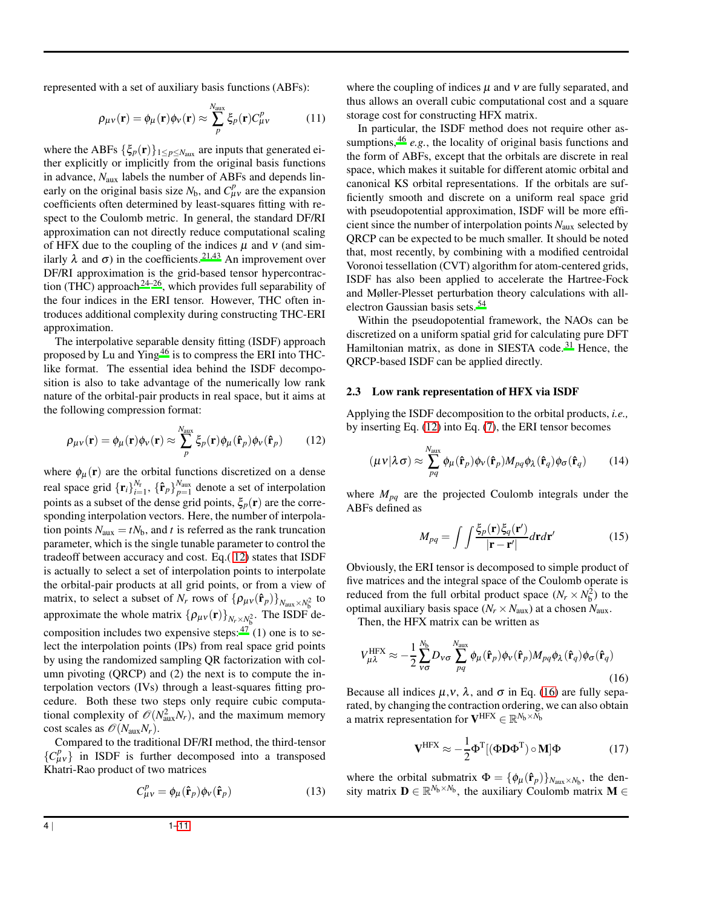represented with a set of auxiliary basis functions (ABFs):

$$\rho_{\mu\nu}(\mathbf{r}) = \phi_\mu(\mathbf{r})\phi_\nu(\mathbf{r}) \approx \sum_{p}^{N_{\text{aux}}} \xi_p(\mathbf{r}) C_{\mu\nu}^{p} \tag{11}$$

where the ABFs $\{\xi_p(\mathbf{r})\}_{1\le p\le N_{\text{aux}}}$ are inputs that generated either explicitly or implicitly from the original basis functions in advance, $N_{\text{aux}}$ labels the number of ABFs and depends linearly on the original basis size $N_{\text{b}}$, and $C_{\mu\nu}^{p}$ are the expansion coefficients often determined by least-squares fitting with respect to the Coulomb metric. In general, the standard DF/RI approximation can not directly reduce computational scaling of HFX due to the coupling of the indices $\mu$ and $\nu$ (and similarly $\lambda$ and $\sigma$) in the coefficients.[21,43] An improvement over DF/RI approximation is the grid-based tensor hypercontraction (THC) approach[24–26], which provides full separability of the four indices in the ERI tensor. However, THC often introduces additional complexity during constructing THC-ERI approximation.

The interpolative separable density fitting (ISDF) approach proposed by Lu and Ying[46] is to compress the ERI into THC-like format. The essential idea behind the ISDF decomposition is also to take advantage of the numerically low rank nature of the orbital-pair products in real space, but it aims at the following compression format:

$$\rho_{\mu\nu}(\mathbf{r}) = \phi_\mu(\mathbf{r})\phi_\nu(\mathbf{r}) \approx \sum_{p}^{N_{\text{aux}}} \xi_p(\mathbf{r}) \phi_\mu(\hat{\mathbf{r}}_p)\phi_\nu(\hat{\mathbf{r}}_p) \tag{12}$$

where $\phi_\mu(\mathbf{r})$ are the orbital functions discretized on a dense real space grid $\{\mathbf{r}_i\}_{i=1}^{N_r}$, $\{\hat{\mathbf{r}}_p\}_{p=1}^{N_{\text{aux}}}$ denote a set of interpolation points as a subset of the dense grid points, $\xi_p(\mathbf{r})$ are the corresponding interpolation vectors. Here, the number of interpolation points $N_{\text{aux}} = tN_{\text{b}}$, and $t$ is referred as the rank truncation parameter, which is the single tunable parameter to control the tradeoff between accuracy and cost. Eq.( 12) states that ISDF is actually to select a set of interpolation points to interpolate the orbital-pair products at all grid points, or from a view of matrix, to select a subset of $N_r$ rows of $\{\rho_{\mu\nu}(\hat{\mathbf{r}}_p)\}_{N_{\text{aux}}\times N_{\text{b}}^2}$ to approximate the whole matrix $\{\rho_{\mu\nu}(\mathbf{r})\}_{N_r\times N_{\text{b}}^2}$. The ISDF decomposition includes two expensive steps:[47] (1) one is to select the interpolation points (IPs) from real space grid points by using the randomized sampling QR factorization with column pivoting (QRCP) and (2) the next is to compute the interpolation vectors (IVs) through a least-squares fitting procedure. Both these two steps only require cubic computational complexity of $\mathscr{O}(N_{\text{aux}}^2 N_r)$, and the maximum memory cost scales as $\mathscr{O}(N_{\text{aux}} N_r)$.

Compared to the traditional DF/RI method, the third-tensor $\{C_{\mu\nu}^{p}\}$ in ISDF is further decomposed into a transposed Khatri-Rao product of two matrices

$$C_{\mu\nu}^{p} = \phi_\mu(\hat{\mathbf{r}}_p)\phi_\nu(\hat{\mathbf{r}}_p) \tag{13}$$

where the coupling of indices $\mu$ and $\nu$ are fully separated, and thus allows an overall cubic computational cost and a square storage cost for constructing HFX matrix.

In particular, the ISDF method does not require other assumptions,[46] *e.g.*, the locality of original basis functions and the form of ABFs, except that the orbitals are discrete in real space, which makes it suitable for different atomic orbital and canonical KS orbital representations. If the orbitals are sufficiently smooth and discrete on a uniform real space grid with pseudopotential approximation, ISDF will be more efficient since the number of interpolation points $N_{\text{aux}}$ selected by QRCP can be expected to be much smaller. It should be noted that, most recently, by combining with a modified centroidal Voronoi tessellation (CVT) algorithm for atom-centered grids, ISDF has also been applied to accelerate the Hartree-Fock and Møller-Plesset perturbation theory calculations with all-electron Gaussian basis sets.[54]

Within the pseudopotential framework, the NAOs can be discretized on a uniform spatial grid for calculating pure DFT Hamiltonian matrix, as done in SIESTA code.[31] Hence, the QRCP-based ISDF can be applied directly.

### 2.3 Low rank representation of HFX via ISDF

Applying the ISDF decomposition to the orbital products, *i.e.,* by inserting Eq. (12) into Eq. (7), the ERI tensor becomes

$$(\mu\nu|\lambda\sigma) \approx \sum_{pq}^{N_{\text{aux}}} \phi_\mu(\hat{\mathbf{r}}_p)\phi_\nu(\hat{\mathbf{r}}_p) M_{pq} \phi_\lambda(\hat{\mathbf{r}}_q)\phi_\sigma(\hat{\mathbf{r}}_q) \tag{14}$$

where $M_{pq}$ are the projected Coulomb integrals under the ABFs defined as

$$M_{pq} = \int\int \frac{\xi_p(\mathbf{r})\xi_q(\mathbf{r}')}{|\mathbf{r}-\mathbf{r}'|} d\mathbf{r} d\mathbf{r}' \tag{15}$$

Obviously, the ERI tensor is decomposed to simple product of five matrices and the integral space of the Coulomb operate is reduced from the full orbital product space ($N_r \times N_{\text{b}}^2$) to the optimal auxiliary basis space ($N_r \times N_{\text{aux}}$) at a chosen $N_{\text{aux}}$.

Then, the HFX matrix can be written as

$$V_{\mu\lambda}^{\text{HFX}} \approx -\frac{1}{2}\sum_{\nu\sigma}^{N_{\text{b}}} D_{\nu\sigma} \sum_{pq}^{N_{\text{aux}}} \phi_\mu(\hat{\mathbf{r}}_p)\phi_\nu(\hat{\mathbf{r}}_p) M_{pq} \phi_\lambda(\hat{\mathbf{r}}_q)\phi_\sigma(\hat{\mathbf{r}}_q) \tag{16}$$

Because all indices $\mu,\nu$, $\lambda$, and $\sigma$ in Eq. (16) are fully separated, by changing the contraction ordering, we can also obtain a matrix representation for $\mathbf{V}^{\text{HFX}} \in \mathbb{R}^{N_{\text{b}}\times N_{\text{b}}}$

$$\mathbf{V}^{\text{HFX}} \approx -\frac{1}{2}\Phi^{\text{T}}[(\Phi\mathbf{D}\Phi^{\text{T}}) \circ \mathbf{M}]\Phi \tag{17}$$

where the orbital submatrix $\Phi = \{\phi_\mu(\hat{\mathbf{r}}_p)\}_{N_{\text{aux}}\times N_{\text{b}}}$, the density matrix $\mathbf{D} \in \mathbb{R}^{N_{\text{b}}\times N_{\text{b}}}$, the auxiliary Coulomb matrix $\mathbf{M} \in$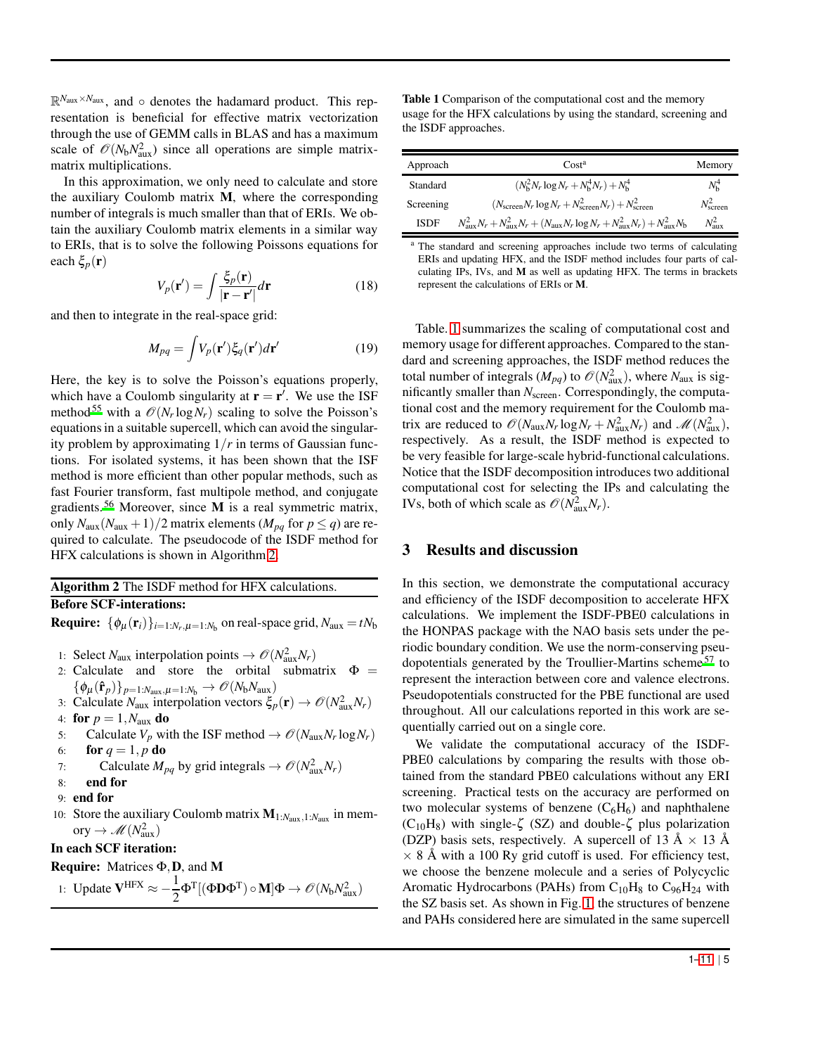$\mathbb{R}^{N_{\text{aux}} \times N_{\text{aux}}}$, and $\circ$ denotes the hadamard product. This representation is beneficial for effective matrix vectorization through the use of GEMM calls in BLAS and has a maximum scale of $\mathscr{O}(N_{\text{b}} N_{\text{aux}}^2)$ since all operations are simple matrix-matrix multiplications.

In this approximation, we only need to calculate and store the auxiliary Coulomb matrix $\mathbf{M}$, where the corresponding number of integrals is much smaller than that of ERIs. We obtain the auxiliary Coulomb matrix elements in a similar way to ERIs, that is to solve the following Poissons equations for each $\xi_p(\mathbf{r})$

$$V_p(\mathbf{r}') = \int \frac{\xi_p(\mathbf{r})}{|\mathbf{r} - \mathbf{r}'|} d\mathbf{r} \tag{18}$$

and then to integrate in the real-space grid:

$$M_{pq} = \int V_p(\mathbf{r}') \xi_q(\mathbf{r}') d\mathbf{r}' \tag{19}$$

Here, the key is to solve the Poisson's equations properly, which have a Coulomb singularity at $\mathbf{r} = \mathbf{r}'$. We use the ISF method[55] with a $\mathscr{O}(N_r \log N_r)$ scaling to solve the Poisson's equations in a suitable supercell, which can avoid the singularity problem by approximating $1/r$ in terms of Gaussian functions. For isolated systems, it has been shown that the ISF method is more efficient than other popular methods, such as fast Fourier transform, fast multipole method, and conjugate gradients.[56] Moreover, since $\mathbf{M}$ is a real symmetric matrix, only $N_{\text{aux}}(N_{\text{aux}}+1)/2$ matrix elements ($M_{pq}$ for $p \leq q$) are required to calculate. The pseudocode of the ISDF method for HFX calculations is shown in Algorithm 2.

**Algorithm 2** The ISDF method for HFX calculations.

**Before SCF-interations:**

**Require:** $\{\phi_\mu(\mathbf{r}_i)\}_{i=1:N_r, \mu=1:N_{\text{b}}}$ on real-space grid, $N_{\text{aux}} = tN_{\text{b}}$

1: Select $N_{\text{aux}}$ interpolation points $\rightarrow \mathscr{O}(N_{\text{aux}}^2 N_r)$
2: Calculate and store the orbital submatrix $\Phi = \{\phi_\mu(\hat{\mathbf{r}}_p)\}_{p=1:N_{\text{aux}}, \mu=1:N_{\text{b}}} \rightarrow \mathscr{O}(N_{\text{b}} N_{\text{aux}})$
3: Calculate $N_{\text{aux}}$ interpolation vectors $\xi_p(\mathbf{r}) \rightarrow \mathscr{O}(N_{\text{aux}}^2 N_r)$
4: **for** $p = 1, N_{\text{aux}}$ **do**
5: Calculate $V_p$ with the ISF method $\rightarrow \mathscr{O}(N_{\text{aux}} N_r \log N_r)$
6: **for** $q = 1, p$ **do**
7: Calculate $M_{pq}$ by grid integrals $\rightarrow \mathscr{O}(N_{\text{aux}}^2 N_r)$
8: **end for**
9: **end for**
10: Store the auxiliary Coulomb matrix $\mathbf{M}_{1:N_{\text{aux}}, 1:N_{\text{aux}}}$ in memory $\rightarrow \mathscr{M}(N_{\text{aux}}^2)$

**In each SCF iteration:**

**Require:** Matrices $\Phi, \mathbf{D}$, and $\mathbf{M}$

1: Update $\mathbf{V}^{\text{HFX}} \approx -\frac{1}{2}\Phi^{\text{T}}[(\Phi\mathbf{D}\Phi^{\text{T}}) \circ \mathbf{M}]\Phi \rightarrow \mathscr{O}(N_{\text{b}} N_{\text{aux}}^2)$

**Table 1** Comparison of the computational cost and the memory usage for the HFX calculations by using the standard, screening and the ISDF approaches.

| Approach | Cost[a] | Memory |
|---|---|---|
| Standard | $(N_{\text{b}}^2 N_r \log N_r + N_{\text{b}}^4 N_r) + N_{\text{b}}^4$ | $N_{\text{b}}^4$ |
| Screening | $(N_{\text{screen}} N_r \log N_r + N_{\text{screen}}^2 N_r) + N_{\text{screen}}^2$ | $N_{\text{screen}}^2$ |
| ISDF | $N_{\text{aux}}^2 N_r + N_{\text{aux}}^2 N_r + (N_{\text{aux}} N_r \log N_r + N_{\text{aux}}^2 N_r) + N_{\text{aux}}^2 N_{\text{b}}$ | $N_{\text{aux}}^2$ |

[a] The standard and screening approaches include two terms of calculating ERIs and updating HFX, and the ISDF method includes four parts of calculating IPs, IVs, and $\mathbf{M}$ as well as updating HFX. The terms in brackets represent the calculations of ERIs or $\mathbf{M}$.

Table. 1 summarizes the scaling of computational cost and memory usage for different approaches. Compared to the standard and screening approaches, the ISDF method reduces the total number of integrals ($M_{pq}$) to $\mathscr{O}(N_{\text{aux}}^2)$, where $N_{\text{aux}}$ is significantly smaller than $N_{\text{screen}}$. Correspondingly, the computational cost and the memory requirement for the Coulomb matrix are reduced to $\mathscr{O}(N_{\text{aux}} N_r \log N_r + N_{\text{aux}}^2 N_r)$ and $\mathscr{M}(N_{\text{aux}}^2)$, respectively. As a result, the ISDF method is expected to be very feasible for large-scale hybrid-functional calculations. Notice that the ISDF decomposition introduces two additional computational cost for selecting the IPs and calculating the IVs, both of which scale as $\mathscr{O}(N_{\text{aux}}^2 N_r)$.

## 3 Results and discussion

In this section, we demonstrate the computational accuracy and efficiency of the ISDF decomposition to accelerate HFX calculations. We implement the ISDF-PBE0 calculations in the HONPAS package with the NAO basis sets under the periodic boundary condition. We use the norm-conserving pseudopotentials generated by the Troullier-Martins scheme[57] to represent the interaction between core and valence electrons. Pseudopotentials constructed for the PBE functional are used throughout. All our calculations reported in this work are sequentially carried out on a single core.

We validate the computational accuracy of the ISDF-PBE0 calculations by comparing the results with those obtained from the standard PBE0 calculations without any ERI screening. Practical tests on the accuracy are performed on two molecular systems of benzene ($C_6H_6$) and naphthalene ($C_{10}H_8$) with single-$\zeta$ (SZ) and double-$\zeta$ plus polarization (DZP) basis sets, respectively. A supercell of 13 Å $\times$ 13 Å $\times$ 8 Å with a 100 Ry grid cutoff is used. For efficiency test, we choose the benzene molecule and a series of Polycyclic Aromatic Hydrocarbons (PAHs) from $C_{10}H_8$ to $C_{96}H_{24}$ with the SZ basis set. As shown in Fig. 1 the structures of benzene and PAHs considered here are simulated in the same supercell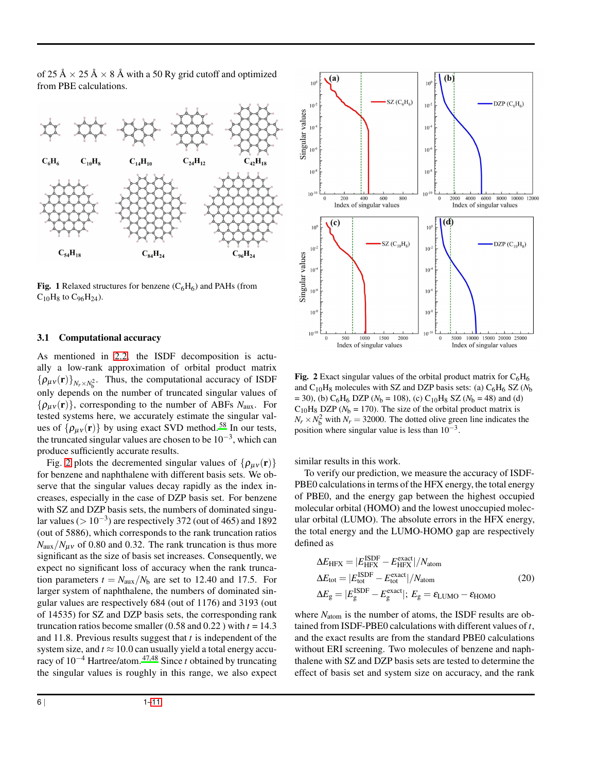of 25 Å × 25 Å × 8 Å with a 50 Ry grid cutoff and optimized from PBE calculations.

**Fig. 1** Relaxed structures for benzene ($C_6H_6$) and PAHs (from $C_{10}H_8$ to $C_{96}H_{24}$).

### 3.1 Computational accuracy

As mentioned in 2.2, the ISDF decomposition is actually a low-rank approximation of orbital product matrix $\{\rho_{\mu\nu}(\mathbf{r})\}_{N_r\times N_b^2}$. Thus, the computational accuracy of ISDF only depends on the number of truncated singular values of $\{\rho_{\mu\nu}(\mathbf{r})\}$, corresponding to the number of ABFs $N_{\mathrm{aux}}$. For tested systems here, we accurately estimate the singular values of $\{\rho_{\mu\nu}(\mathbf{r})\}$ by using exact SVD method.[58] In our tests, the truncated singular values are chosen to be $10^{-3}$, which can produce sufficiently accurate results.

Fig. 2 plots the decremented singular values of $\{\rho_{\mu\nu}(\mathbf{r})\}$ for benzene and naphthalene with different basis sets. We observe that the singular values decay rapidly as the index increases, especially in the case of DZP basis set. For benzene with SZ and DZP basis sets, the numbers of dominated singular values ($> 10^{-3}$) are respectively 372 (out of 465) and 1892 (out of 5886), which corresponds to the rank truncation ratios $N_{\mathrm{aux}}/N_{\mu\nu}$ of 0.80 and 0.32. The rank truncation is thus more significant as the size of basis set increases. Consequently, we expect no significant loss of accuracy when the rank truncation parameters $t = N_{\mathrm{aux}}/N_{\mathrm{b}}$ are set to 12.40 and 17.5. For larger system of naphthalene, the numbers of dominated singular values are respectively 684 (out of 1176) and 3193 (out of 14535) for SZ and DZP basis sets, the corresponding rank truncation ratios become smaller (0.58 and 0.22 ) with $t$ = 14.3 and 11.8. Previous results suggest that $t$ is independent of the system size, and $t \approx 10.0$ can usually yield a total energy accuracy of $10^{-4}$ Hartree/atom.[47,48] Since $t$ obtained by truncating the singular values is roughly in this range, we also expect similar results in this work.

**Fig. 2** Exact singular values of the orbital product matrix for $C_6H_6$ and $C_{10}H_8$ molecules with SZ and DZP basis sets: (a) $C_6H_6$ SZ ($N_b$ = 30), (b) $C_6H_6$ DZP ($N_b$ = 108), (c) $C_{10}H_8$ SZ ($N_b$ = 48) and (d) $C_{10}H_8$ DZP ($N_b$ = 170). The size of the orbital product matrix is $N_r \times N_b^2$ with $N_r = 32000$. The dotted olive green line indicates the position where singular value is less than $10^{-3}$.

To verify our prediction, we measure the accuracy of ISDF-PBE0 calculations in terms of the HFX energy, the total energy of PBE0, and the energy gap between the highest occupied molecular orbital (HOMO) and the lowest unoccupied molecular orbital (LUMO). The absolute errors in the HFX energy, the total energy and the LUMO-HOMO gap are respectively defined as

$$
\begin{aligned}
\Delta E_{\mathrm{HFX}} &= |E_{\mathrm{HFX}}^{\mathrm{ISDF}} - E_{\mathrm{HFX}}^{\mathrm{exact}}|/N_{\mathrm{atom}} \\
\Delta E_{\mathrm{tot}} &= |E_{\mathrm{tot}}^{\mathrm{ISDF}} - E_{\mathrm{tot}}^{\mathrm{exact}}|/N_{\mathrm{atom}} \\
\Delta E_{\mathrm{g}} &= |E_{\mathrm{g}}^{\mathrm{ISDF}} - E_{\mathrm{g}}^{\mathrm{exact}}|;\; E_{\mathrm{g}} = \varepsilon_{\mathrm{LUMO}} - \varepsilon_{\mathrm{HOMO}}
\end{aligned}
\tag{20}
$$

where $N_{\mathrm{atom}}$ is the number of atoms, the ISDF results are obtained from ISDF-PBE0 calculations with different values of $t$, and the exact results are from the standard PBE0 calculations without ERI screening. Two molecules of benzene and naphthalene with SZ and DZP basis sets are tested to determine the effect of basis set and system size on accuracy, and the rank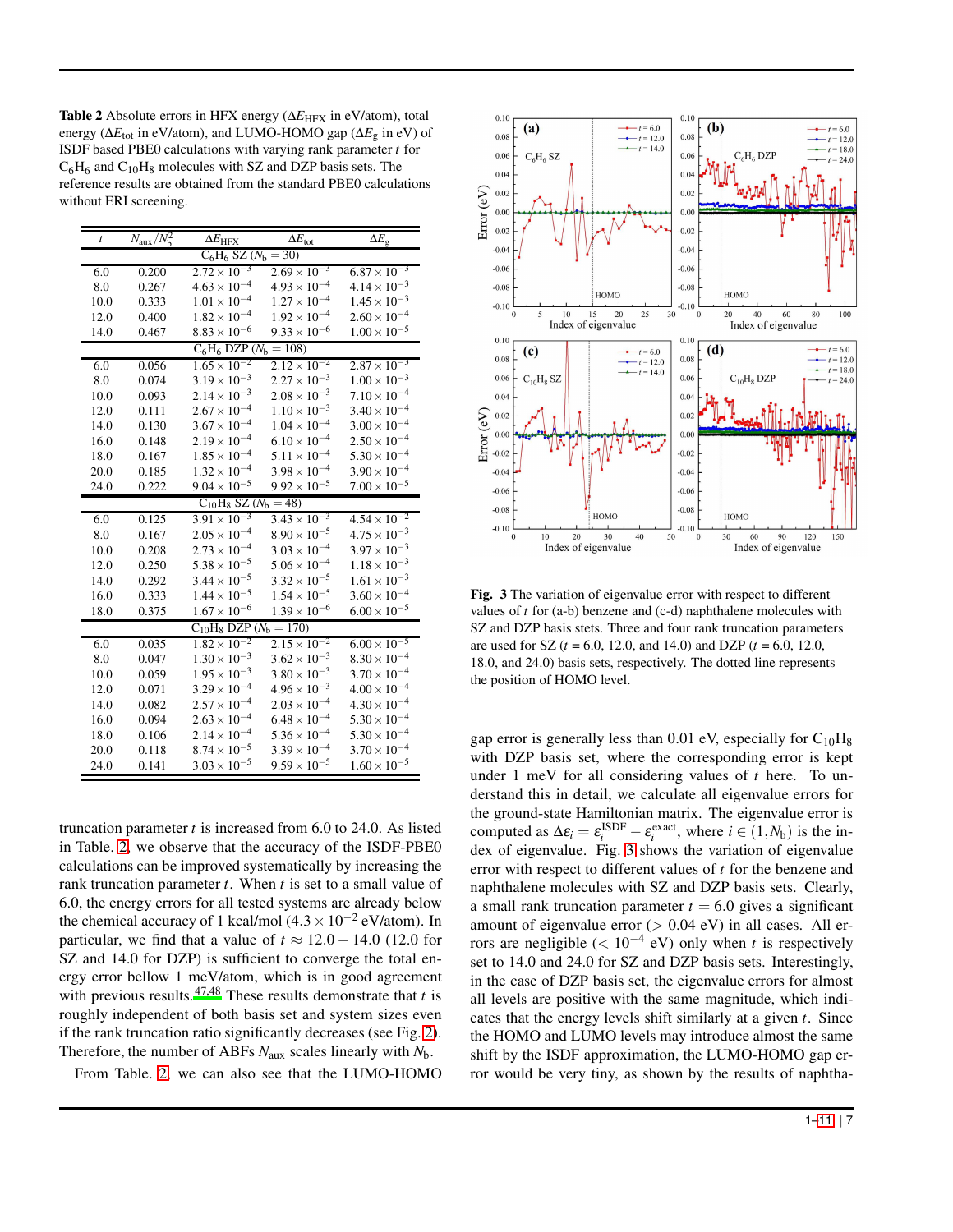**Table 2** Absolute errors in HFX energy ($\Delta E_{\mathrm{HFX}}$ in eV/atom), total energy ($\Delta E_{\mathrm{tot}}$ in eV/atom), and LUMO-HOMO gap ($\Delta E_{\mathrm{g}}$ in eV) of ISDF based PBE0 calculations with varying rank parameter $t$ for $C_6H_6$ and $C_{10}H_8$ molecules with SZ and DZP basis sets. The reference results are obtained from the standard PBE0 calculations without ERI screening.

| $t$ | $N_{\mathrm{aux}}/N_{\mathrm{b}}^2$ | $\Delta E_{\mathrm{HFX}}$ | $\Delta E_{\mathrm{tot}}$ | $\Delta E_{\mathrm{g}}$ |
|---|---|---|---|---|
| $C_6H_6$ SZ ($N_{\mathrm{b}} = 30$) | | | | |
| 6.0 | 0.200 | $2.72 \times 10^{-3}$ | $2.69 \times 10^{-3}$ | $6.87 \times 10^{-3}$ |
| 8.0 | 0.267 | $4.63 \times 10^{-4}$ | $4.93 \times 10^{-4}$ | $4.14 \times 10^{-3}$ |
| 10.0 | 0.333 | $1.01 \times 10^{-4}$ | $1.27 \times 10^{-4}$ | $1.45 \times 10^{-3}$ |
| 12.0 | 0.400 | $1.82 \times 10^{-4}$ | $1.92 \times 10^{-4}$ | $2.60 \times 10^{-4}$ |
| 14.0 | 0.467 | $8.83 \times 10^{-6}$ | $9.33 \times 10^{-6}$ | $1.00 \times 10^{-5}$ |
| $C_6H_6$ DZP ($N_{\mathrm{b}} = 108$) | | | | |
| 6.0 | 0.056 | $1.65 \times 10^{-2}$ | $2.12 \times 10^{-2}$ | $2.87 \times 10^{-3}$ |
| 8.0 | 0.074 | $3.19 \times 10^{-3}$ | $2.27 \times 10^{-3}$ | $1.00 \times 10^{-3}$ |
| 10.0 | 0.093 | $2.14 \times 10^{-3}$ | $2.08 \times 10^{-3}$ | $7.10 \times 10^{-4}$ |
| 12.0 | 0.111 | $2.67 \times 10^{-4}$ | $1.10 \times 10^{-3}$ | $3.40 \times 10^{-4}$ |
| 14.0 | 0.130 | $3.67 \times 10^{-4}$ | $1.04 \times 10^{-4}$ | $3.00 \times 10^{-4}$ |
| 16.0 | 0.148 | $2.19 \times 10^{-4}$ | $6.10 \times 10^{-4}$ | $2.50 \times 10^{-4}$ |
| 18.0 | 0.167 | $1.85 \times 10^{-4}$ | $5.11 \times 10^{-4}$ | $5.30 \times 10^{-4}$ |
| 20.0 | 0.185 | $1.32 \times 10^{-4}$ | $3.98 \times 10^{-4}$ | $3.90 \times 10^{-4}$ |
| 24.0 | 0.222 | $9.04 \times 10^{-5}$ | $9.92 \times 10^{-5}$ | $7.00 \times 10^{-5}$ |
| $C_{10}H_8$ SZ ($N_{\mathrm{b}} = 48$) | | | | |
| 6.0 | 0.125 | $3.91 \times 10^{-3}$ | $3.43 \times 10^{-3}$ | $4.54 \times 10^{-2}$ |
| 8.0 | 0.167 | $2.05 \times 10^{-4}$ | $8.90 \times 10^{-5}$ | $4.75 \times 10^{-3}$ |
| 10.0 | 0.208 | $2.73 \times 10^{-4}$ | $3.03 \times 10^{-4}$ | $3.97 \times 10^{-3}$ |
| 12.0 | 0.250 | $5.38 \times 10^{-5}$ | $5.06 \times 10^{-4}$ | $1.18 \times 10^{-3}$ |
| 14.0 | 0.292 | $3.44 \times 10^{-5}$ | $3.32 \times 10^{-5}$ | $1.61 \times 10^{-3}$ |
| 16.0 | 0.333 | $1.44 \times 10^{-5}$ | $1.54 \times 10^{-5}$ | $3.60 \times 10^{-4}$ |
| 18.0 | 0.375 | $1.67 \times 10^{-6}$ | $1.39 \times 10^{-6}$ | $6.00 \times 10^{-5}$ |
| $C_{10}H_8$ DZP ($N_{\mathrm{b}} = 170$) | | | | |
| 6.0 | 0.035 | $1.82 \times 10^{-2}$ | $2.15 \times 10^{-2}$ | $6.00 \times 10^{-5}$ |
| 8.0 | 0.047 | $1.30 \times 10^{-3}$ | $3.62 \times 10^{-3}$ | $8.30 \times 10^{-4}$ |
| 10.0 | 0.059 | $1.95 \times 10^{-3}$ | $3.80 \times 10^{-3}$ | $3.70 \times 10^{-4}$ |
| 12.0 | 0.071 | $3.29 \times 10^{-4}$ | $4.96 \times 10^{-3}$ | $4.00 \times 10^{-4}$ |
| 14.0 | 0.082 | $2.57 \times 10^{-4}$ | $2.03 \times 10^{-4}$ | $4.30 \times 10^{-4}$ |
| 16.0 | 0.094 | $2.63 \times 10^{-4}$ | $6.48 \times 10^{-4}$ | $5.30 \times 10^{-4}$ |
| 18.0 | 0.106 | $2.14 \times 10^{-4}$ | $5.36 \times 10^{-4}$ | $5.30 \times 10^{-4}$ |
| 20.0 | 0.118 | $8.74 \times 10^{-5}$ | $3.39 \times 10^{-4}$ | $3.70 \times 10^{-4}$ |
| 24.0 | 0.141 | $3.03 \times 10^{-5}$ | $9.59 \times 10^{-5}$ | $1.60 \times 10^{-5}$ |

truncation parameter $t$ is increased from 6.0 to 24.0. As listed in Table. 2, we observe that the accuracy of the ISDF-PBE0 calculations can be improved systematically by increasing the rank truncation parameter $t$. When $t$ is set to a small value of 6.0, the energy errors for all tested systems are already below the chemical accuracy of 1 kcal/mol ($4.3 \times 10^{-2}$ eV/atom). In particular, we find that a value of $t \approx 12.0 - 14.0$ (12.0 for SZ and 14.0 for DZP) is sufficient to converge the total energy error bellow 1 meV/atom, which is in good agreement with previous results.[47,48] These results demonstrate that $t$ is roughly independent of both basis set and system sizes even if the rank truncation ratio significantly decreases (see Fig. 2). Therefore, the number of ABFs $N_{\mathrm{aux}}$ scales linearly with $N_{\mathrm{b}}$.

From Table. 2, we can also see that the LUMO-HOMO gap error is generally less than 0.01 eV, especially for $C_{10}H_8$ with DZP basis set, where the corresponding error is kept under 1 meV for all considering values of $t$ here. To understand this in detail, we calculate all eigenvalue errors for the ground-state Hamiltonian matrix. The eigenvalue error is computed as $\Delta \varepsilon_i = \varepsilon_i^{\mathrm{ISDF}} - \varepsilon_i^{\mathrm{exact}}$, where $i \in (1, N_{\mathrm{b}})$ is the index of eigenvalue. Fig. 3 shows the variation of eigenvalue error with respect to different values of $t$ for the benzene and naphthalene molecules with SZ and DZP basis sets. Clearly, a small rank truncation parameter $t = 6.0$ gives a significant amount of eigenvalue error (> 0.04 eV) in all cases. All errors are negligible ($< 10^{-4}$ eV) only when $t$ is respectively set to 14.0 and 24.0 for SZ and DZP basis sets. Interestingly, in the case of DZP basis set, the eigenvalue errors for almost all levels are positive with the same magnitude, which indicates that the energy levels shift similarly at a given $t$. Since the HOMO and LUMO levels may introduce almost the same shift by the ISDF approximation, the LUMO-HOMO gap error would be very tiny, as shown by the results of naphtha-

**Fig. 3** The variation of eigenvalue error with respect to different values of $t$ for (a-b) benzene and (c-d) naphthalene molecules with SZ and DZP basis stets. Three and four rank truncation parameters are used for SZ ($t$ = 6.0, 12.0, and 14.0) and DZP ($t$ = 6.0, 12.0, 18.0, and 24.0) basis sets, respectively. The dotted line represents the position of HOMO level.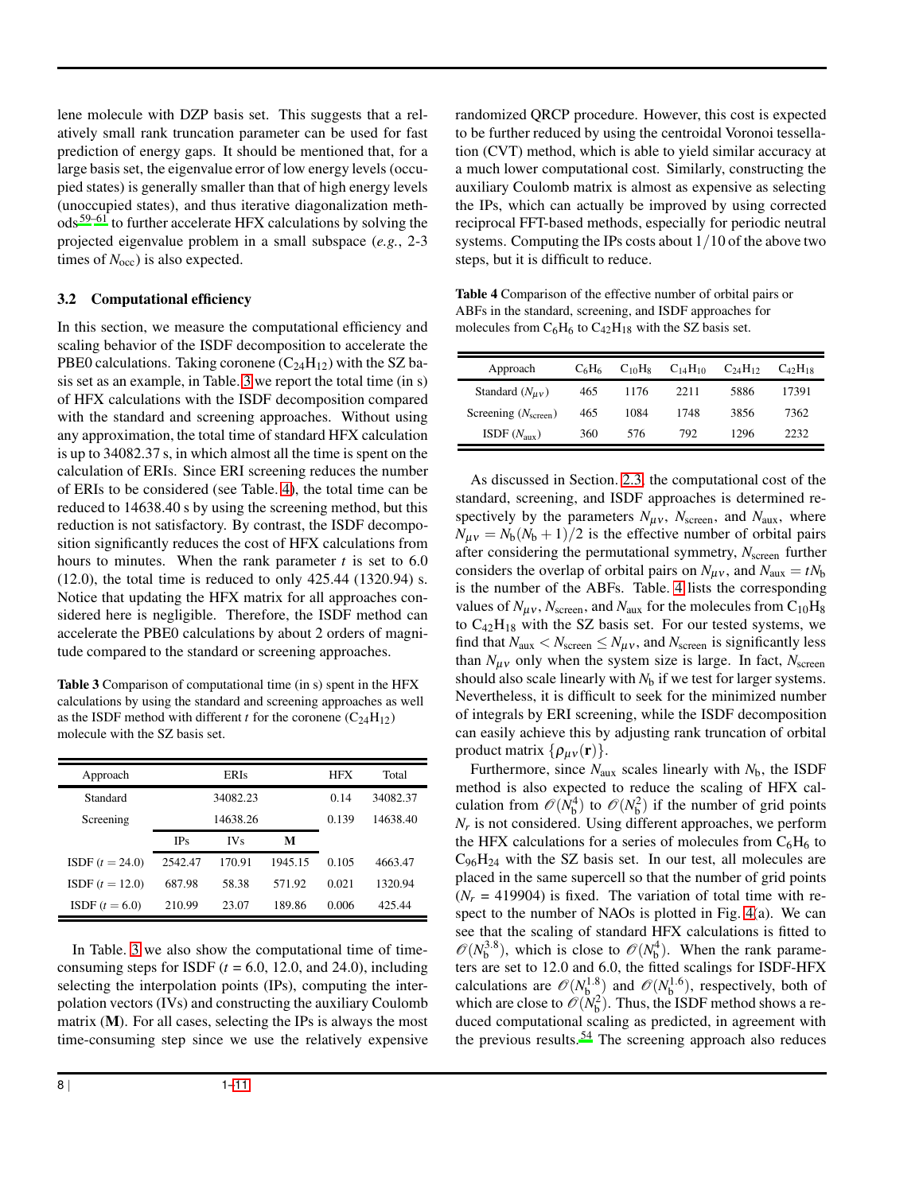lene molecule with DZP basis set. This suggests that a relatively small rank truncation parameter can be used for fast prediction of energy gaps. It should be mentioned that, for a large basis set, the eigenvalue error of low energy levels (occupied states) is generally smaller than that of high energy levels (unoccupied states), and thus iterative diagonalization methods[59–61] to further accelerate HFX calculations by solving the projected eigenvalue problem in a small subspace (*e.g.*, 2-3 times of $N_{\rm occ}$) is also expected.

### 3.2 Computational efficiency

In this section, we measure the computational efficiency and scaling behavior of the ISDF decomposition to accelerate the PBE0 calculations. Taking coronene ($C_{24}H_{12}$) with the SZ basis set as an example, in Table. 3 we report the total time (in s) of HFX calculations with the ISDF decomposition compared with the standard and screening approaches. Without using any approximation, the total time of standard HFX calculation is up to 34082.37 s, in which almost all the time is spent on the calculation of ERIs. Since ERI screening reduces the number of ERIs to be considered (see Table. 4), the total time can be reduced to 14638.40 s by using the screening method, but this reduction is not satisfactory. By contrast, the ISDF decomposition significantly reduces the cost of HFX calculations from hours to minutes. When the rank parameter $t$ is set to 6.0 (12.0), the total time is reduced to only 425.44 (1320.94) s. Notice that updating the HFX matrix for all approaches considered here is negligible. Therefore, the ISDF method can accelerate the PBE0 calculations by about 2 orders of magnitude compared to the standard or screening approaches.

**Table 3** Comparison of computational time (in s) spent in the HFX calculations by using the standard and screening approaches as well as the ISDF method with different $t$ for the coronene ($C_{24}H_{12}$) molecule with the SZ basis set.

| Approach | ERIs | | | HFX | Total |
|---|---|---|---|---|---|
| Standard | 34082.23 | | | 0.14 | 34082.37 |
| Screening | 14638.26 | | | 0.139 | 14638.40 |
| | IPs | IVs | **M** | | |
| ISDF ($t = 24.0$) | 2542.47 | 170.91 | 1945.15 | 0.105 | 4663.47 |
| ISDF ($t = 12.0$) | 687.98 | 58.38 | 571.92 | 0.021 | 1320.94 |
| ISDF ($t = 6.0$) | 210.99 | 23.07 | 189.86 | 0.006 | 425.44 |

In Table. 3 we also show the computational time of time-consuming steps for ISDF ($t$ = 6.0, 12.0, and 24.0), including selecting the interpolation points (IPs), computing the interpolation vectors (IVs) and constructing the auxiliary Coulomb matrix (**M**). For all cases, selecting the IPs is always the most time-consuming step since we use the relatively expensive randomized QRCP procedure. However, this cost is expected to be further reduced by using the centroidal Voronoi tessellation (CVT) method, which is able to yield similar accuracy at a much lower computational cost. Similarly, constructing the auxiliary Coulomb matrix is almost as expensive as selecting the IPs, which can actually be improved by using corrected reciprocal FFT-based methods, especially for periodic neutral systems. Computing the IPs costs about $1/10$ of the above two steps, but it is difficult to reduce.

**Table 4** Comparison of the effective number of orbital pairs or ABFs in the standard, screening, and ISDF approaches for molecules from $C_6H_6$ to $C_{42}H_{18}$ with the SZ basis set.

| Approach | $C_6H_6$ | $C_{10}H_8$ | $C_{14}H_{10}$ | $C_{24}H_{12}$ | $C_{42}H_{18}$ |
|---|---|---|---|---|---|
| Standard ($N_{\mu\nu}$) | 465 | 1176 | 2211 | 5886 | 17391 |
| Screening ($N_{\rm screen}$) | 465 | 1084 | 1748 | 3856 | 7362 |
| ISDF ($N_{\rm aux}$) | 360 | 576 | 792 | 1296 | 2232 |

As discussed in Section. 2.3, the computational cost of the standard, screening, and ISDF approaches is determined respectively by the parameters $N_{\mu\nu}$, $N_{\rm screen}$, and $N_{\rm aux}$, where $N_{\mu\nu} = N_{\rm b}(N_{\rm b}+1)/2$ is the effective number of orbital pairs after considering the permutational symmetry, $N_{\rm screen}$ further considers the overlap of orbital pairs on $N_{\mu\nu}$, and $N_{\rm aux} = tN_{\rm b}$ is the number of the ABFs. Table. 4 lists the corresponding values of $N_{\mu\nu}$, $N_{\rm screen}$, and $N_{\rm aux}$ for the molecules from $C_{10}H_8$ to $C_{42}H_{18}$ with the SZ basis set. For our tested systems, we find that $N_{\rm aux} < N_{\rm screen} \leq N_{\mu\nu}$, and $N_{\rm screen}$ is significantly less than $N_{\mu\nu}$ only when the system size is large. In fact, $N_{\rm screen}$ should also scale linearly with $N_{\rm b}$ if we test for larger systems. Nevertheless, it is difficult to seek for the minimized number of integrals by ERI screening, while the ISDF decomposition can easily achieve this by adjusting rank truncation of orbital product matrix $\{\rho_{\mu\nu}(\mathbf{r})\}$.

Furthermore, since $N_{\rm aux}$ scales linearly with $N_{\rm b}$, the ISDF method is also expected to reduce the scaling of HFX calculation from $\mathscr{O}(N_{\rm b}^4)$ to $\mathscr{O}(N_{\rm b}^2)$ if the number of grid points $N_r$ is not considered. Using different approaches, we perform the HFX calculations for a series of molecules from $C_6H_6$ to $C_{96}H_{24}$ with the SZ basis set. In our test, all molecules are placed in the same supercell so that the number of grid points ($N_r$ = 419904) is fixed. The variation of total time with respect to the number of NAOs is plotted in Fig. 4(a). We can see that the scaling of standard HFX calculations is fitted to $\mathscr{O}(N_{\rm b}^{3.8})$, which is close to $\mathscr{O}(N_{\rm b}^4)$. When the rank parameters are set to 12.0 and 6.0, the fitted scalings for ISDF-HFX calculations are $\mathscr{O}(N_{\rm b}^{1.8})$ and $\mathscr{O}(N_{\rm b}^{1.6})$, respectively, both of which are close to $\mathscr{O}(N_{\rm b}^2)$. Thus, the ISDF method shows a reduced computational scaling as predicted, in agreement with the previous results.[54] The screening approach also reduces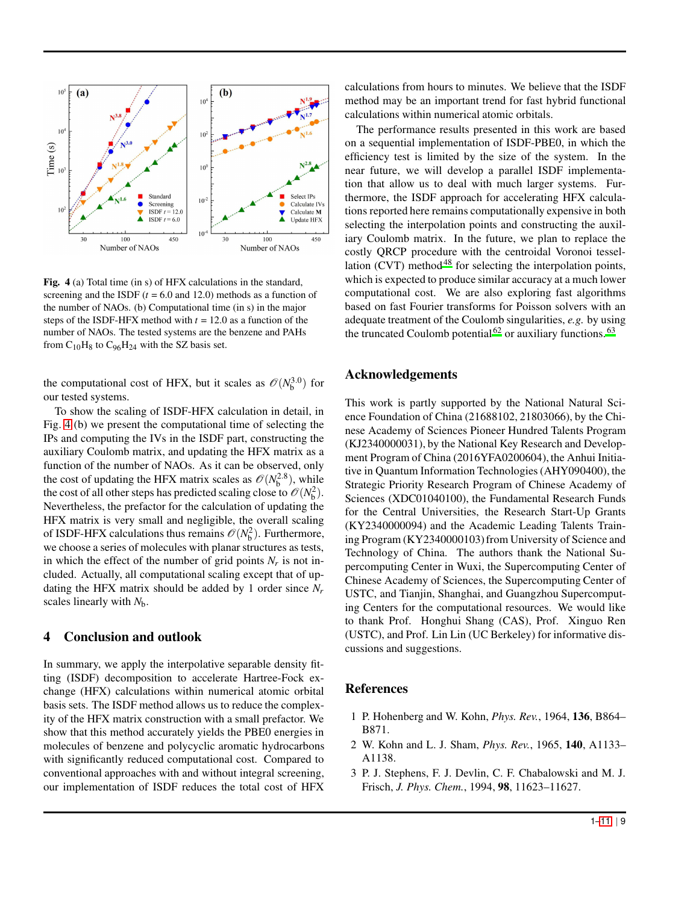**Fig. 4** (a) Total time (in s) of HFX calculations in the standard, screening and the ISDF ($t$ = 6.0 and 12.0) methods as a function of the number of NAOs. (b) Computational time (in s) in the major steps of the ISDF-HFX method with $t$ = 12.0 as a function of the number of NAOs. The tested systems are the benzene and PAHs from $C_{10}H_8$ to $C_{96}H_{24}$ with the SZ basis set.

the computational cost of HFX, but it scales as $\mathcal{O}(N_b^{3.0})$ for our tested systems.

To show the scaling of ISDF-HFX calculation in detail, in Fig. 4(b) we present the computational time of selecting the IPs and computing the IVs in the ISDF part, constructing the auxiliary Coulomb matrix, and updating the HFX matrix as a function of the number of NAOs. As it can be observed, only the cost of updating the HFX matrix scales as $\mathcal{O}(N_b^{2.8})$, while the cost of all other steps has predicted scaling close to $\mathcal{O}(N_b^2)$. Nevertheless, the prefactor for the calculation of updating the HFX matrix is very small and negligible, the overall scaling of ISDF-HFX calculations thus remains $\mathcal{O}(N_b^2)$. Furthermore, we choose a series of molecules with planar structures as tests, in which the effect of the number of grid points $N_r$ is not included. Actually, all computational scaling except that of updating the HFX matrix should be added by 1 order since $N_r$ scales linearly with $N_b$.

## 4 Conclusion and outlook

In summary, we apply the interpolative separable density fitting (ISDF) decomposition to accelerate Hartree-Fock exchange (HFX) calculations within numerical atomic orbital basis sets. The ISDF method allows us to reduce the complexity of the HFX matrix construction with a small prefactor. We show that this method accurately yields the PBE0 energies in molecules of benzene and polycyclic aromatic hydrocarbons with significantly reduced computational cost. Compared to conventional approaches with and without integral screening, our implementation of ISDF reduces the total cost of HFX calculations from hours to minutes. We believe that the ISDF method may be an important trend for fast hybrid functional calculations within numerical atomic orbitals.

The performance results presented in this work are based on a sequential implementation of ISDF-PBE0, in which the efficiency test is limited by the size of the system. In the near future, we will develop a parallel ISDF implementation that allow us to deal with much larger systems. Furthermore, the ISDF approach for accelerating HFX calculations reported here remains computationally expensive in both selecting the interpolation points and constructing the auxiliary Coulomb matrix. In the future, we plan to replace the costly QRCP procedure with the centroidal Voronoi tessellation (CVT) method[48] for selecting the interpolation points, which is expected to produce similar accuracy at a much lower computational cost. We are also exploring fast algorithms based on fast Fourier transforms for Poisson solvers with an adequate treatment of the Coulomb singularities, *e.g.* by using the truncated Coulomb potential[62] or auxiliary functions.[63]

## Acknowledgements

This work is partly supported by the National Natural Science Foundation of China (21688102, 21803066), by the Chinese Academy of Sciences Pioneer Hundred Talents Program (KJ2340000031), by the National Key Research and Development Program of China (2016YFA0200604), the Anhui Initiative in Quantum Information Technologies (AHY090400), the Strategic Priority Research Program of Chinese Academy of Sciences (XDC01040100), the Fundamental Research Funds for the Central Universities, the Research Start-Up Grants (KY2340000094) and the Academic Leading Talents Training Program (KY2340000103) from University of Science and Technology of China. The authors thank the National Supercomputing Center in Wuxi, the Supercomputing Center of Chinese Academy of Sciences, the Supercomputing Center of USTC, and Tianjin, Shanghai, and Guangzhou Supercomputing Centers for the computational resources. We would like to thank Prof. Honghui Shang (CAS), Prof. Xinguo Ren (USTC), and Prof. Lin Lin (UC Berkeley) for informative discussions and suggestions.

## References

1. P. Hohenberg and W. Kohn, *Phys. Rev.*, 1964, **136**, B864–B871.
2. W. Kohn and L. J. Sham, *Phys. Rev.*, 1965, **140**, A1133–A1138.
3. P. J. Stephens, F. J. Devlin, C. F. Chabalowski and M. J. Frisch, *J. Phys. Chem.*, 1994, **98**, 11623–11627.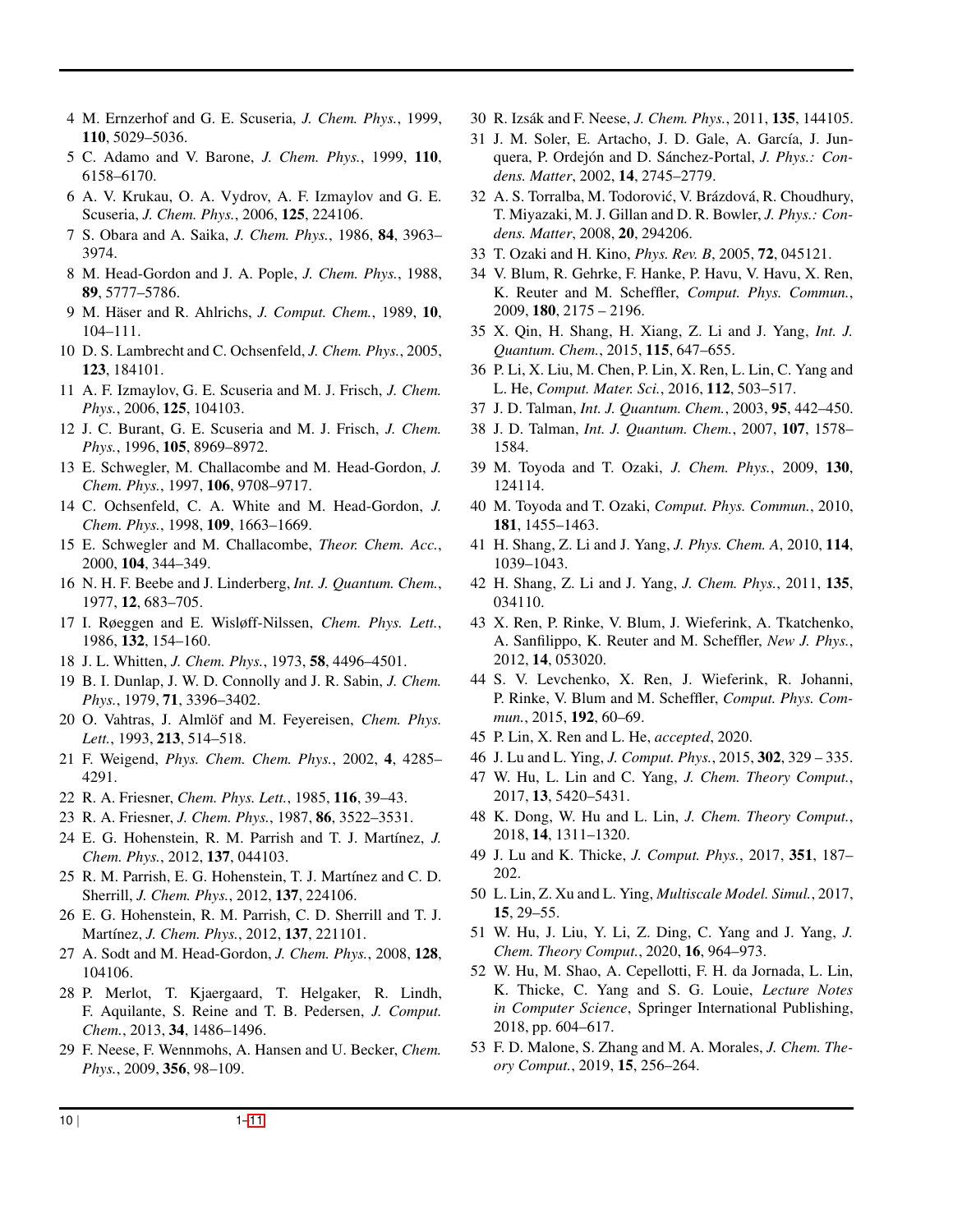4 M. Ernzerhof and G. E. Scuseria, *J. Chem. Phys.*, 1999, **110**, 5029–5036.
5 C. Adamo and V. Barone, *J. Chem. Phys.*, 1999, **110**, 6158–6170.
6 A. V. Krukau, O. A. Vydrov, A. F. Izmaylov and G. E. Scuseria, *J. Chem. Phys.*, 2006, **125**, 224106.
7 S. Obara and A. Saika, *J. Chem. Phys.*, 1986, **84**, 3963–3974.
8 M. Head-Gordon and J. A. Pople, *J. Chem. Phys.*, 1988, **89**, 5777–5786.
9 M. Häser and R. Ahlrichs, *J. Comput. Chem.*, 1989, **10**, 104–111.
10 D. S. Lambrecht and C. Ochsenfeld, *J. Chem. Phys.*, 2005, **123**, 184101.
11 A. F. Izmaylov, G. E. Scuseria and M. J. Frisch, *J. Chem. Phys.*, 2006, **125**, 104103.
12 J. C. Burant, G. E. Scuseria and M. J. Frisch, *J. Chem. Phys.*, 1996, **105**, 8969–8972.
13 E. Schwegler, M. Challacombe and M. Head-Gordon, *J. Chem. Phys.*, 1997, **106**, 9708–9717.
14 C. Ochsenfeld, C. A. White and M. Head-Gordon, *J. Chem. Phys.*, 1998, **109**, 1663–1669.
15 E. Schwegler and M. Challacombe, *Theor. Chem. Acc.*, 2000, **104**, 344–349.
16 N. H. F. Beebe and J. Linderberg, *Int. J. Quantum. Chem.*, 1977, **12**, 683–705.
17 I. Røeggen and E. Wisløff-Nilssen, *Chem. Phys. Lett.*, 1986, **132**, 154–160.
18 J. L. Whitten, *J. Chem. Phys.*, 1973, **58**, 4496–4501.
19 B. I. Dunlap, J. W. D. Connolly and J. R. Sabin, *J. Chem. Phys.*, 1979, **71**, 3396–3402.
20 O. Vahtras, J. Almlöf and M. Feyereisen, *Chem. Phys. Lett.*, 1993, **213**, 514–518.
21 F. Weigend, *Phys. Chem. Chem. Phys.*, 2002, **4**, 4285–4291.
22 R. A. Friesner, *Chem. Phys. Lett.*, 1985, **116**, 39–43.
23 R. A. Friesner, *J. Chem. Phys.*, 1987, **86**, 3522–3531.
24 E. G. Hohenstein, R. M. Parrish and T. J. Martínez, *J. Chem. Phys.*, 2012, **137**, 044103.
25 R. M. Parrish, E. G. Hohenstein, T. J. Martínez and C. D. Sherrill, *J. Chem. Phys.*, 2012, **137**, 224106.
26 E. G. Hohenstein, R. M. Parrish, C. D. Sherrill and T. J. Martínez, *J. Chem. Phys.*, 2012, **137**, 221101.
27 A. Sodt and M. Head-Gordon, *J. Chem. Phys.*, 2008, **128**, 104106.
28 P. Merlot, T. Kjaergaard, T. Helgaker, R. Lindh, F. Aquilante, S. Reine and T. B. Pedersen, *J. Comput. Chem.*, 2013, **34**, 1486–1496.
29 F. Neese, F. Wennmohs, A. Hansen and U. Becker, *Chem. Phys.*, 2009, **356**, 98–109.
30 R. Izsák and F. Neese, *J. Chem. Phys.*, 2011, **135**, 144105.
31 J. M. Soler, E. Artacho, J. D. Gale, A. García, J. Junquera, P. Ordejón and D. Sánchez-Portal, *J. Phys.: Condens. Matter*, 2002, **14**, 2745–2779.
32 A. S. Torralba, M. Todorović, V. Brázdová, R. Choudhury, T. Miyazaki, M. J. Gillan and D. R. Bowler, *J. Phys.: Condens. Matter*, 2008, **20**, 294206.
33 T. Ozaki and H. Kino, *Phys. Rev. B*, 2005, **72**, 045121.
34 V. Blum, R. Gehrke, F. Hanke, P. Havu, V. Havu, X. Ren, K. Reuter and M. Scheffler, *Comput. Phys. Commun.*, 2009, **180**, 2175 – 2196.
35 X. Qin, H. Shang, H. Xiang, Z. Li and J. Yang, *Int. J. Quantum. Chem.*, 2015, **115**, 647–655.
36 P. Li, X. Liu, M. Chen, P. Lin, X. Ren, L. Lin, C. Yang and L. He, *Comput. Mater. Sci.*, 2016, **112**, 503–517.
37 J. D. Talman, *Int. J. Quantum. Chem.*, 2003, **95**, 442–450.
38 J. D. Talman, *Int. J. Quantum. Chem.*, 2007, **107**, 1578–1584.
39 M. Toyoda and T. Ozaki, *J. Chem. Phys.*, 2009, **130**, 124114.
40 M. Toyoda and T. Ozaki, *Comput. Phys. Commun.*, 2010, **181**, 1455–1463.
41 H. Shang, Z. Li and J. Yang, *J. Phys. Chem. A*, 2010, **114**, 1039–1043.
42 H. Shang, Z. Li and J. Yang, *J. Chem. Phys.*, 2011, **135**, 034110.
43 X. Ren, P. Rinke, V. Blum, J. Wieferink, A. Tkatchenko, A. Sanfilippo, K. Reuter and M. Scheffler, *New J. Phys.*, 2012, **14**, 053020.
44 S. V. Levchenko, X. Ren, J. Wieferink, R. Johanni, P. Rinke, V. Blum and M. Scheffler, *Comput. Phys. Commun.*, 2015, **192**, 60–69.
45 P. Lin, X. Ren and L. He, *accepted*, 2020.
46 J. Lu and L. Ying, *J. Comput. Phys.*, 2015, **302**, 329 – 335.
47 W. Hu, L. Lin and C. Yang, *J. Chem. Theory Comput.*, 2017, **13**, 5420–5431.
48 K. Dong, W. Hu and L. Lin, *J. Chem. Theory Comput.*, 2018, **14**, 1311–1320.
49 J. Lu and K. Thicke, *J. Comput. Phys.*, 2017, **351**, 187–202.
50 L. Lin, Z. Xu and L. Ying, *Multiscale Model. Simul.*, 2017, **15**, 29–55.
51 W. Hu, J. Liu, Y. Li, Z. Ding, C. Yang and J. Yang, *J. Chem. Theory Comput.*, 2020, **16**, 964–973.
52 W. Hu, M. Shao, A. Cepellotti, F. H. da Jornada, L. Lin, K. Thicke, C. Yang and S. G. Louie, *Lecture Notes in Computer Science*, Springer International Publishing, 2018, pp. 604–617.
53 F. D. Malone, S. Zhang and M. A. Morales, *J. Chem. Theory Comput.*, 2019, **15**, 256–264.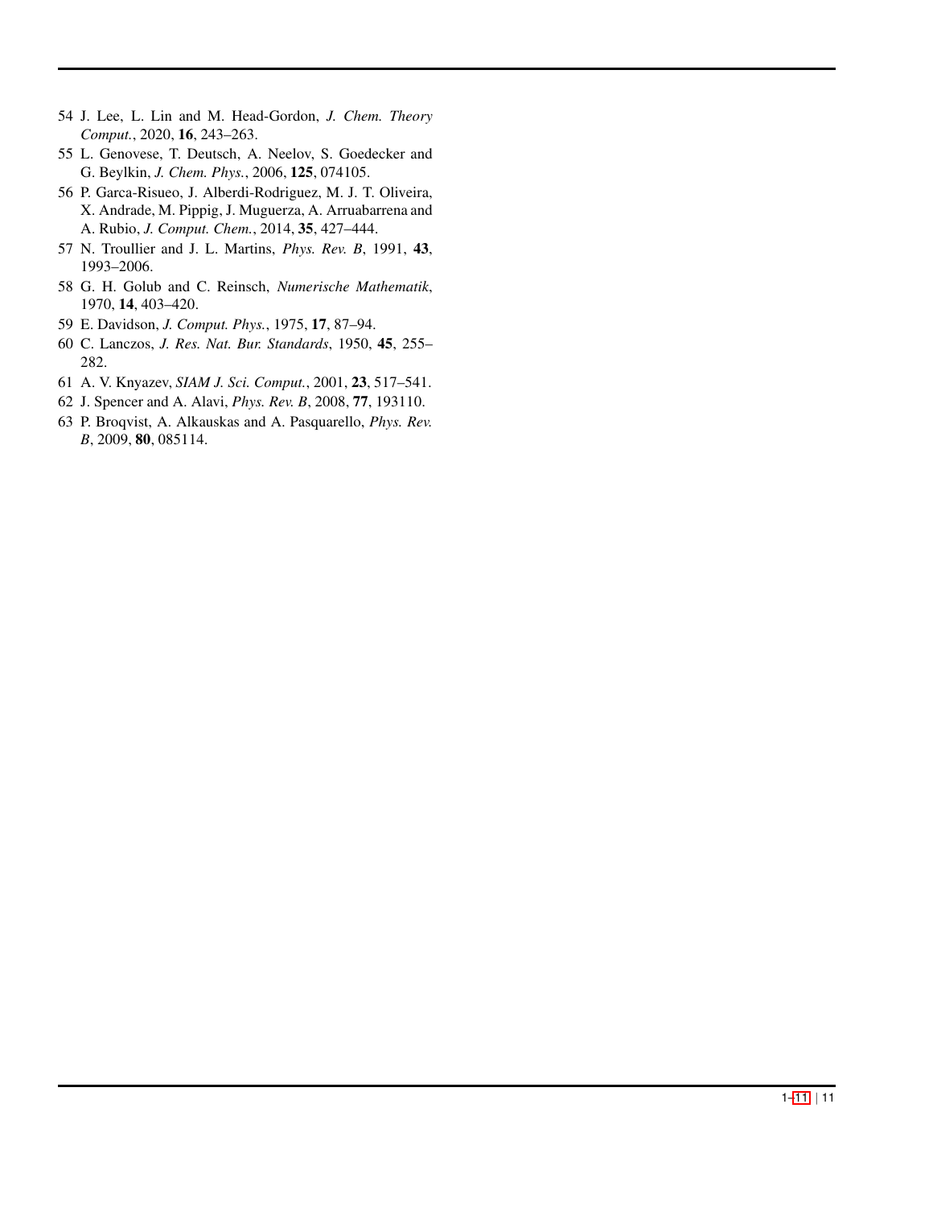54 J. Lee, L. Lin and M. Head-Gordon, *J. Chem. Theory Comput.*, 2020, **16**, 243–263.

55 L. Genovese, T. Deutsch, A. Neelov, S. Goedecker and G. Beylkin, *J. Chem. Phys.*, 2006, **125**, 074105.

56 P. Garca-Risueo, J. Alberdi-Rodriguez, M. J. T. Oliveira, X. Andrade, M. Pippig, J. Muguerza, A. Arruabarrena and A. Rubio, *J. Comput. Chem.*, 2014, **35**, 427–444.

57 N. Troullier and J. L. Martins, *Phys. Rev. B*, 1991, **43**, 1993–2006.

58 G. H. Golub and C. Reinsch, *Numerische Mathematik*, 1970, **14**, 403–420.

59 E. Davidson, *J. Comput. Phys.*, 1975, **17**, 87–94.

60 C. Lanczos, *J. Res. Nat. Bur. Standards*, 1950, **45**, 255–282.

61 A. V. Knyazev, *SIAM J. Sci. Comput.*, 2001, **23**, 517–541.

62 J. Spencer and A. Alavi, *Phys. Rev. B*, 2008, **77**, 193110.

63 P. Broqvist, A. Alkauskas and A. Pasquarello, *Phys. Rev. B*, 2009, **80**, 085114.